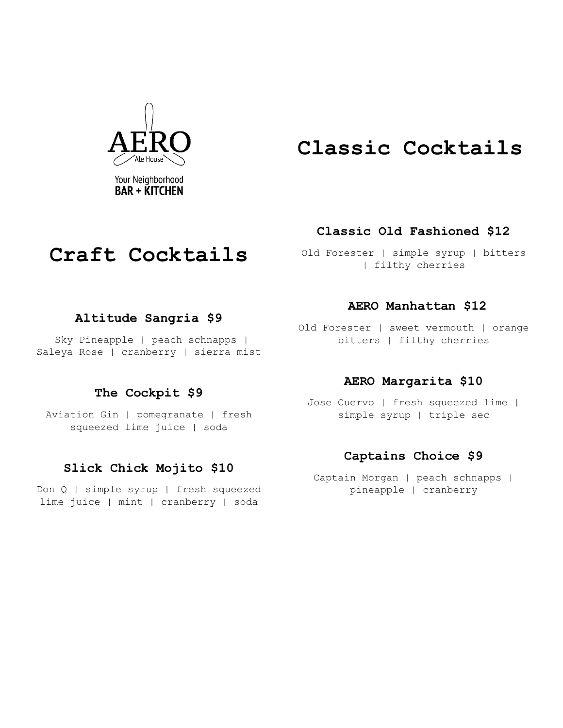AERO Ale House

Your Neighborhood
**BAR + KITCHEN**

# Craft Cocktails

### Altitude Sangria $9

Sky Pineapple | peach schnapps | Saleya Rose | cranberry | sierra mist

### The Cockpit $9

Aviation Gin | pomegranate | fresh squeezed lime juice | soda

### Slick Chick Mojito $10

Don Q | simple syrup | fresh squeezed lime juice | mint | cranberry | soda

# Classic Cocktails

### Classic Old Fashioned $12

Old Forester | simple syrup | bitters | filthy cherries

### AERO Manhattan $12

Old Forester | sweet vermouth | orange bitters | filthy cherries

### AERO Margarita $10

Jose Cuervo | fresh squeezed lime | simple syrup | triple sec

### Captains Choice $9

Captain Morgan | peach schnapps | pineapple | cranberry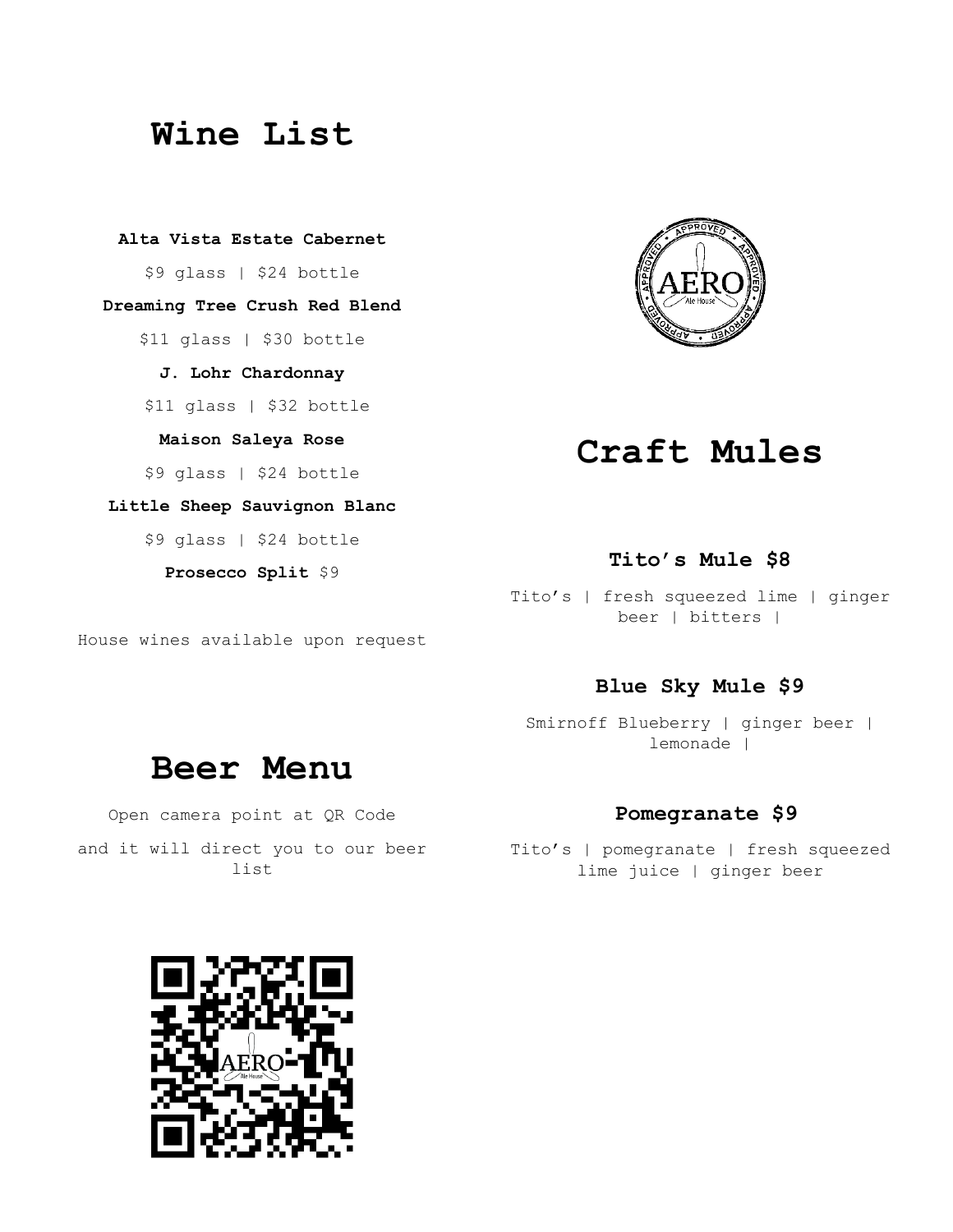# Wine List

**Alta Vista Estate Cabernet**

$9 glass | $24 bottle

**Dreaming Tree Crush Red Blend**

$11 glass | $30 bottle

**J. Lohr Chardonnay**

$11 glass | $32 bottle

**Maison Saleya Rose**

$9 glass | $24 bottle

**Little Sheep Sauvignon Blanc**

$9 glass | $24 bottle

**Prosecco Split** $9

House wines available upon request

# Beer Menu

Open camera point at QR Code

and it will direct you to our beer list

# Craft Mules

### Tito's Mule $8

Tito's | fresh squeezed lime | ginger beer | bitters |

### Blue Sky Mule $9

Smirnoff Blueberry | ginger beer | lemonade |

### Pomegranate $9

Tito's | pomegranate | fresh squeezed lime juice | ginger beer